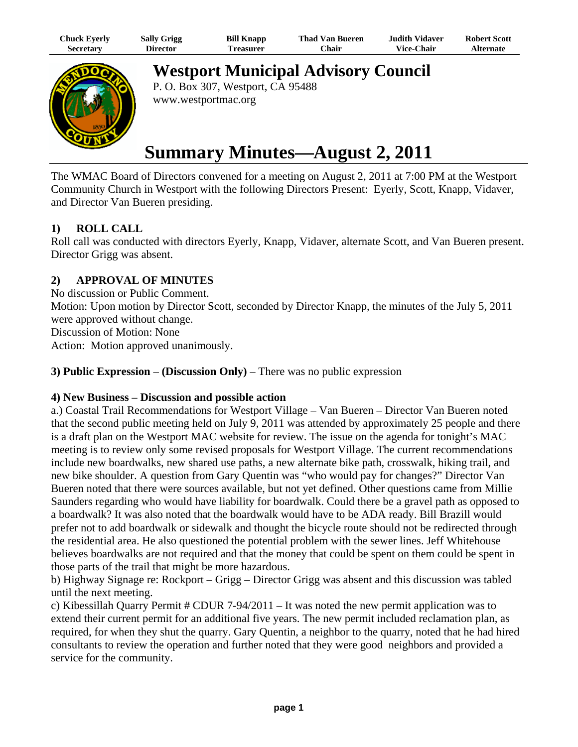| Chuck Eyerly | Sally Grigg | Bill Knapp | Thad Van Bueren | Judith Vidaver | Robert Scott |
|---|---|---|---|---|---|
| Secretary | Director | Treasurer | Chair | Vice-Chair | Alternate |

# Westport Municipal Advisory Council

P. O. Box 307, Westport, CA 95488
www.westportmac.org

# Summary Minutes—August 2, 2011

The WMAC Board of Directors convened for a meeting on August 2, 2011 at 7:00 PM at the Westport Community Church in Westport with the following Directors Present: Eyerly, Scott, Knapp, Vidaver, and Director Van Bueren presiding.

**1) ROLL CALL**

Roll call was conducted with directors Eyerly, Knapp, Vidaver, alternate Scott, and Van Bueren present. Director Grigg was absent.

**2) APPROVAL OF MINUTES**

No discussion or Public Comment.
Motion: Upon motion by Director Scott, seconded by Director Knapp, the minutes of the July 5, 2011 were approved without change.
Discussion of Motion: None
Action: Motion approved unanimously.

**3) Public Expression – (Discussion Only)** – There was no public expression

**4) New Business – Discussion and possible action**

a.) Coastal Trail Recommendations for Westport Village – Van Bueren – Director Van Bueren noted that the second public meeting held on July 9, 2011 was attended by approximately 25 people and there is a draft plan on the Westport MAC website for review. The issue on the agenda for tonight's MAC meeting is to review only some revised proposals for Westport Village. The current recommendations include new boardwalks, new shared use paths, a new alternate bike path, crosswalk, hiking trail, and new bike shoulder. A question from Gary Quentin was "who would pay for changes?" Director Van Bueren noted that there were sources available, but not yet defined. Other questions came from Millie Saunders regarding who would have liability for boardwalk. Could there be a gravel path as opposed to a boardwalk? It was also noted that the boardwalk would have to be ADA ready. Bill Brazill would prefer not to add boardwalk or sidewalk and thought the bicycle route should not be redirected through the residential area. He also questioned the potential problem with the sewer lines. Jeff Whitehouse believes boardwalks are not required and that the money that could be spent on them could be spent in those parts of the trail that might be more hazardous.

b) Highway Signage re: Rockport – Grigg – Director Grigg was absent and this discussion was tabled until the next meeting.

c) Kibessillah Quarry Permit # CDUR 7-94/2011 – It was noted the new permit application was to extend their current permit for an additional five years. The new permit included reclamation plan, as required, for when they shut the quarry. Gary Quentin, a neighbor to the quarry, noted that he had hired consultants to review the operation and further noted that they were good neighbors and provided a service for the community.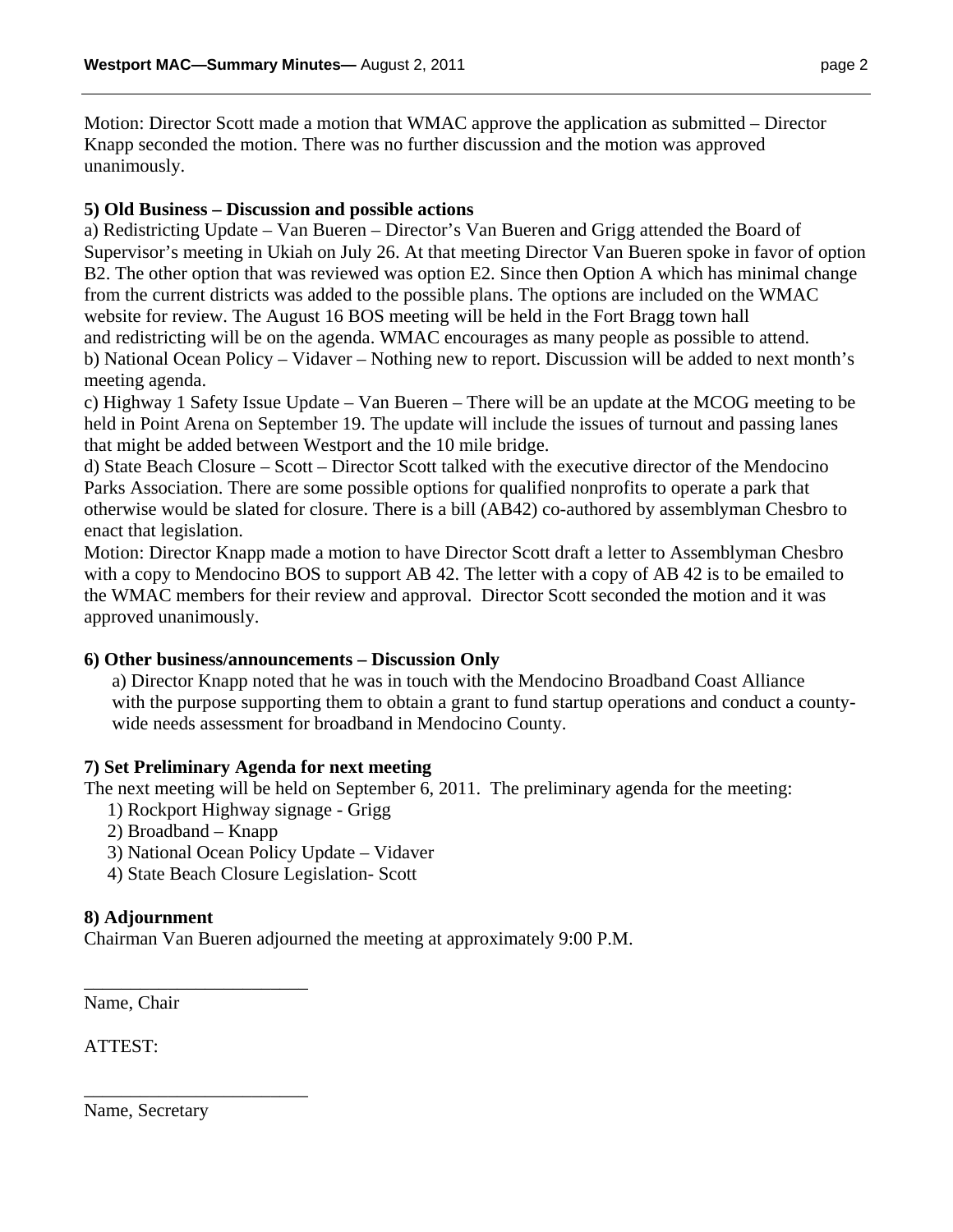Motion: Director Scott made a motion that WMAC approve the application as submitted – Director Knapp seconded the motion. There was no further discussion and the motion was approved unanimously.

**5) Old Business – Discussion and possible actions**

a) Redistricting Update – Van Bueren – Director's Van Bueren and Grigg attended the Board of Supervisor's meeting in Ukiah on July 26. At that meeting Director Van Bueren spoke in favor of option B2. The other option that was reviewed was option E2. Since then Option A which has minimal change from the current districts was added to the possible plans. The options are included on the WMAC website for review. The August 16 BOS meeting will be held in the Fort Bragg town hall and redistricting will be on the agenda. WMAC encourages as many people as possible to attend.

b) National Ocean Policy – Vidaver – Nothing new to report. Discussion will be added to next month's meeting agenda.

c) Highway 1 Safety Issue Update – Van Bueren – There will be an update at the MCOG meeting to be held in Point Arena on September 19. The update will include the issues of turnout and passing lanes that might be added between Westport and the 10 mile bridge.

d) State Beach Closure – Scott – Director Scott talked with the executive director of the Mendocino Parks Association. There are some possible options for qualified nonprofits to operate a park that otherwise would be slated for closure. There is a bill (AB42) co-authored by assemblyman Chesbro to enact that legislation.

Motion: Director Knapp made a motion to have Director Scott draft a letter to Assemblyman Chesbro with a copy to Mendocino BOS to support AB 42. The letter with a copy of AB 42 is to be emailed to the WMAC members for their review and approval. Director Scott seconded the motion and it was approved unanimously.

**6) Other business/announcements – Discussion Only**

a) Director Knapp noted that he was in touch with the Mendocino Broadband Coast Alliance with the purpose supporting them to obtain a grant to fund startup operations and conduct a county-wide needs assessment for broadband in Mendocino County.

**7) Set Preliminary Agenda for next meeting**

The next meeting will be held on September 6, 2011. The preliminary agenda for the meeting:

1) Rockport Highway signage - Grigg
2) Broadband – Knapp
3) National Ocean Policy Update – Vidaver
4) State Beach Closure Legislation- Scott

**8) Adjournment**

Chairman Van Bueren adjourned the meeting at approximately 9:00 P.M.

\_\_\_\_\_\_\_\_\_\_\_\_\_\_\_\_\_\_\_\_\_\_\_\_

Name, Chair

ATTEST:

\_\_\_\_\_\_\_\_\_\_\_\_\_\_\_\_\_\_\_\_\_\_\_\_

Name, Secretary